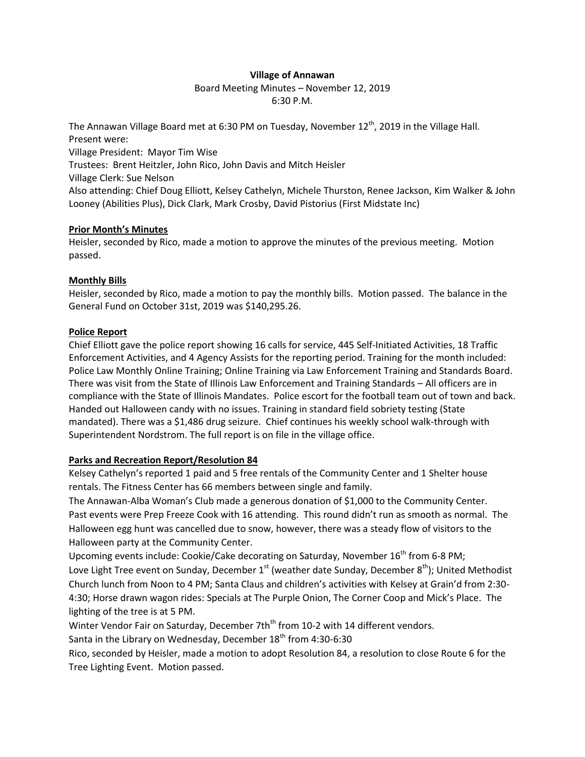**Village of Annawan**

Board Meeting Minutes – November 12, 2019

6:30 P.M.

The Annawan Village Board met at 6:30 PM on Tuesday, November 12th, 2019 in the Village Hall.
Present were:
Village President: Mayor Tim Wise
Trustees: Brent Heitzler, John Rico, John Davis and Mitch Heisler
Village Clerk: Sue Nelson
Also attending: Chief Doug Elliott, Kelsey Cathelyn, Michele Thurston, Renee Jackson, Kim Walker & John Looney (Abilities Plus), Dick Clark, Mark Crosby, David Pistorius (First Midstate Inc)

**Prior Month's Minutes**

Heisler, seconded by Rico, made a motion to approve the minutes of the previous meeting. Motion passed.

**Monthly Bills**

Heisler, seconded by Rico, made a motion to pay the monthly bills. Motion passed. The balance in the General Fund on October 31st, 2019 was $140,295.26.

**Police Report**

Chief Elliott gave the police report showing 16 calls for service, 445 Self-Initiated Activities, 18 Traffic Enforcement Activities, and 4 Agency Assists for the reporting period. Training for the month included: Police Law Monthly Online Training; Online Training via Law Enforcement Training and Standards Board. There was visit from the State of Illinois Law Enforcement and Training Standards – All officers are in compliance with the State of Illinois Mandates. Police escort for the football team out of town and back. Handed out Halloween candy with no issues. Training in standard field sobriety testing (State mandated). There was a $1,486 drug seizure. Chief continues his weekly school walk-through with Superintendent Nordstrom. The full report is on file in the village office.

**Parks and Recreation Report/Resolution 84**

Kelsey Cathelyn's reported 1 paid and 5 free rentals of the Community Center and 1 Shelter house rentals. The Fitness Center has 66 members between single and family.

The Annawan-Alba Woman's Club made a generous donation of $1,000 to the Community Center. Past events were Prep Freeze Cook with 16 attending. This round didn't run as smooth as normal. The Halloween egg hunt was cancelled due to snow, however, there was a steady flow of visitors to the Halloween party at the Community Center.

Upcoming events include: Cookie/Cake decorating on Saturday, November 16th from 6-8 PM; Love Light Tree event on Sunday, December 1st (weather date Sunday, December 8th); United Methodist Church lunch from Noon to 4 PM; Santa Claus and children's activities with Kelsey at Grain'd from 2:30-4:30; Horse drawn wagon rides: Specials at The Purple Onion, The Corner Coop and Mick's Place. The lighting of the tree is at 5 PM.

Winter Vendor Fair on Saturday, December 7thth from 10-2 with 14 different vendors.

Santa in the Library on Wednesday, December 18th from 4:30-6:30

Rico, seconded by Heisler, made a motion to adopt Resolution 84, a resolution to close Route 6 for the Tree Lighting Event. Motion passed.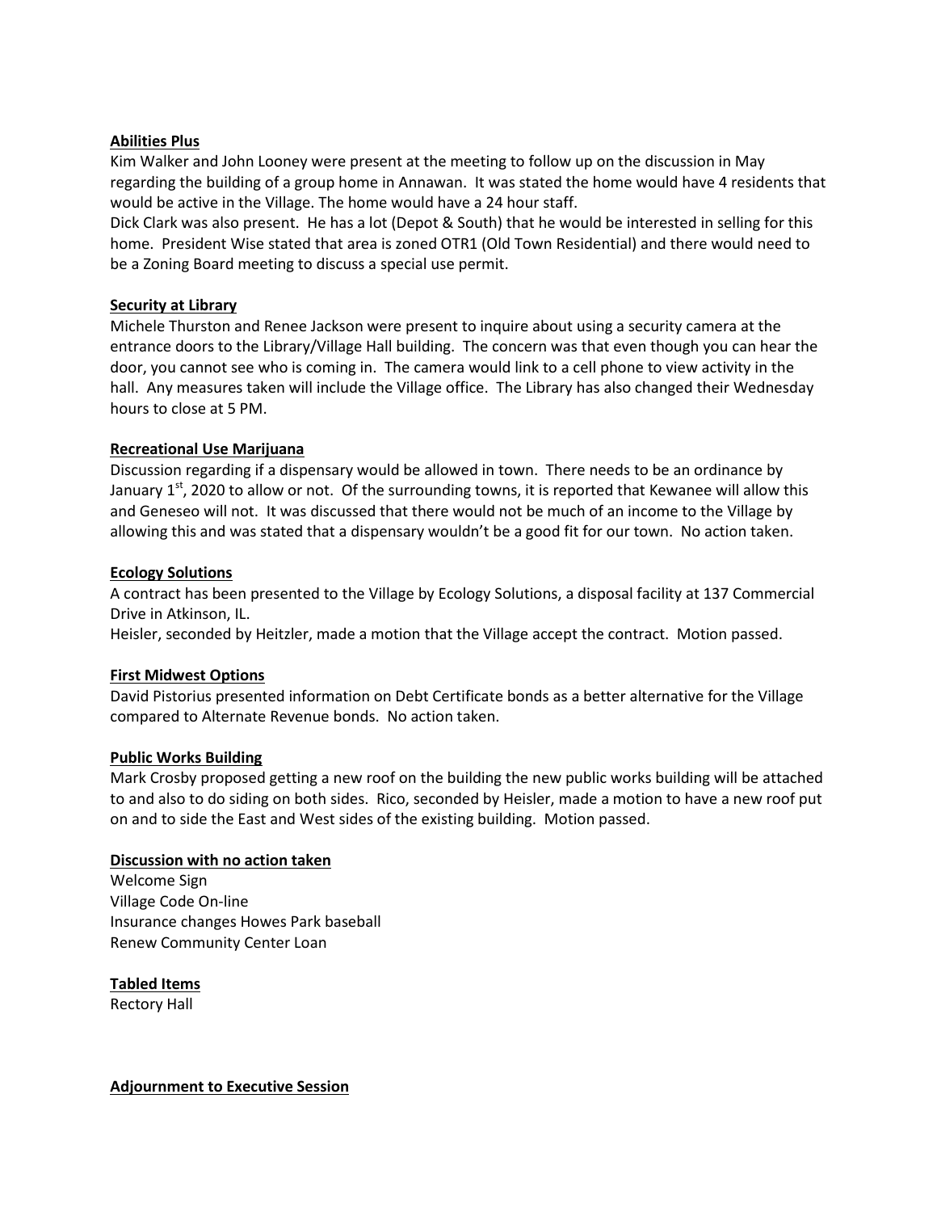**Abilities Plus**

Kim Walker and John Looney were present at the meeting to follow up on the discussion in May regarding the building of a group home in Annawan. It was stated the home would have 4 residents that would be active in the Village. The home would have a 24 hour staff.

Dick Clark was also present. He has a lot (Depot & South) that he would be interested in selling for this home. President Wise stated that area is zoned OTR1 (Old Town Residential) and there would need to be a Zoning Board meeting to discuss a special use permit.

**Security at Library**

Michele Thurston and Renee Jackson were present to inquire about using a security camera at the entrance doors to the Library/Village Hall building. The concern was that even though you can hear the door, you cannot see who is coming in. The camera would link to a cell phone to view activity in the hall. Any measures taken will include the Village office. The Library has also changed their Wednesday hours to close at 5 PM.

**Recreational Use Marijuana**

Discussion regarding if a dispensary would be allowed in town. There needs to be an ordinance by January 1st, 2020 to allow or not. Of the surrounding towns, it is reported that Kewanee will allow this and Geneseo will not. It was discussed that there would not be much of an income to the Village by allowing this and was stated that a dispensary wouldn't be a good fit for our town. No action taken.

**Ecology Solutions**

A contract has been presented to the Village by Ecology Solutions, a disposal facility at 137 Commercial Drive in Atkinson, IL.

Heisler, seconded by Heitzler, made a motion that the Village accept the contract. Motion passed.

**First Midwest Options**

David Pistorius presented information on Debt Certificate bonds as a better alternative for the Village compared to Alternate Revenue bonds. No action taken.

**Public Works Building**

Mark Crosby proposed getting a new roof on the building the new public works building will be attached to and also to do siding on both sides. Rico, seconded by Heisler, made a motion to have a new roof put on and to side the East and West sides of the existing building. Motion passed.

**Discussion with no action taken**

Welcome Sign
Village Code On-line
Insurance changes Howes Park baseball
Renew Community Center Loan

**Tabled Items**

Rectory Hall

**Adjournment to Executive Session**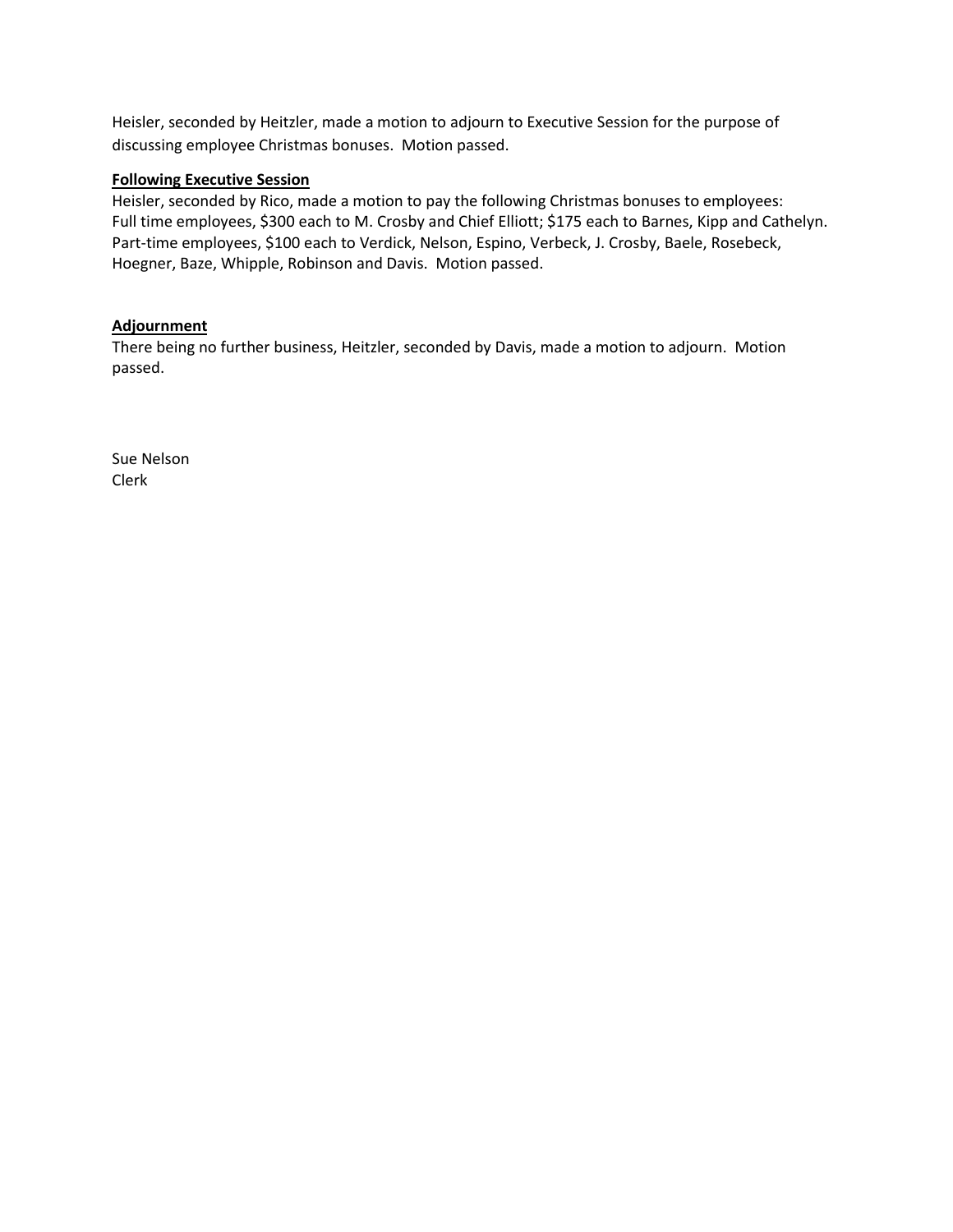Heisler, seconded by Heitzler, made a motion to adjourn to Executive Session for the purpose of discussing employee Christmas bonuses. Motion passed.

**Following Executive Session**

Heisler, seconded by Rico, made a motion to pay the following Christmas bonuses to employees:
Full time employees, $300 each to M. Crosby and Chief Elliott; $175 each to Barnes, Kipp and Cathelyn.
Part-time employees, $100 each to Verdick, Nelson, Espino, Verbeck, J. Crosby, Baele, Rosebeck, Hoegner, Baze, Whipple, Robinson and Davis. Motion passed.

**Adjournment**

There being no further business, Heitzler, seconded by Davis, made a motion to adjourn. Motion passed.

Sue Nelson
Clerk